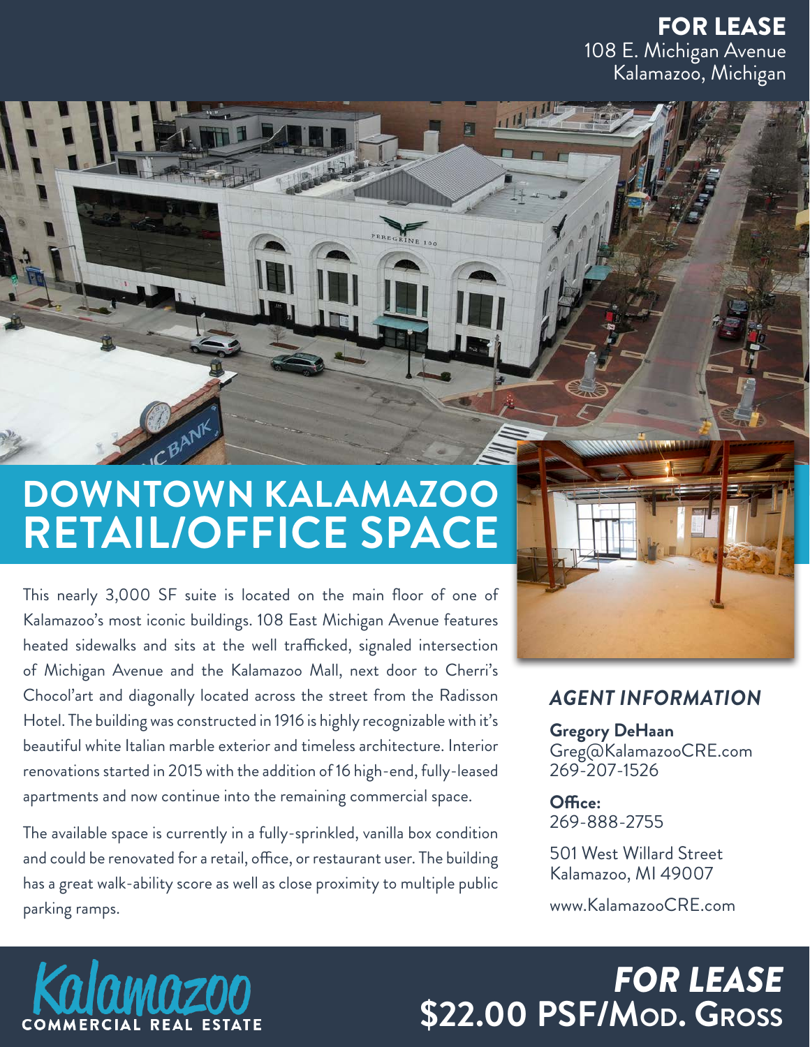**FOR LEASE**
108 E. Michigan Avenue
Kalamazoo, Michigan

# DOWNTOWN KALAMAZOO RETAIL/OFFICE SPACE

This nearly 3,000 SF suite is located on the main floor of one of Kalamazoo's most iconic buildings. 108 East Michigan Avenue features heated sidewalks and sits at the well trafficked, signaled intersection of Michigan Avenue and the Kalamazoo Mall, next door to Cherri's Chocol'art and diagonally located across the street from the Radisson Hotel. The building was constructed in 1916 is highly recognizable with it's beautiful white Italian marble exterior and timeless architecture. Interior renovations started in 2015 with the addition of 16 high-end, fully-leased apartments and now continue into the remaining commercial space.

The available space is currently in a fully-sprinkled, vanilla box condition and could be renovated for a retail, office, or restaurant user. The building has a great walk-ability score as well as close proximity to multiple public parking ramps.

## *AGENT INFORMATION*

**Gregory DeHaan**
Greg@KalamazooCRE.com
269-207-1526

**Office:**
269-888-2755

501 West Willard Street
Kalamazoo, MI 49007

www.KalamazooCRE.com

Kalamazoo COMMERCIAL REAL ESTATE

***FOR LEASE***
**$22.00 PSF/Mod. Gross**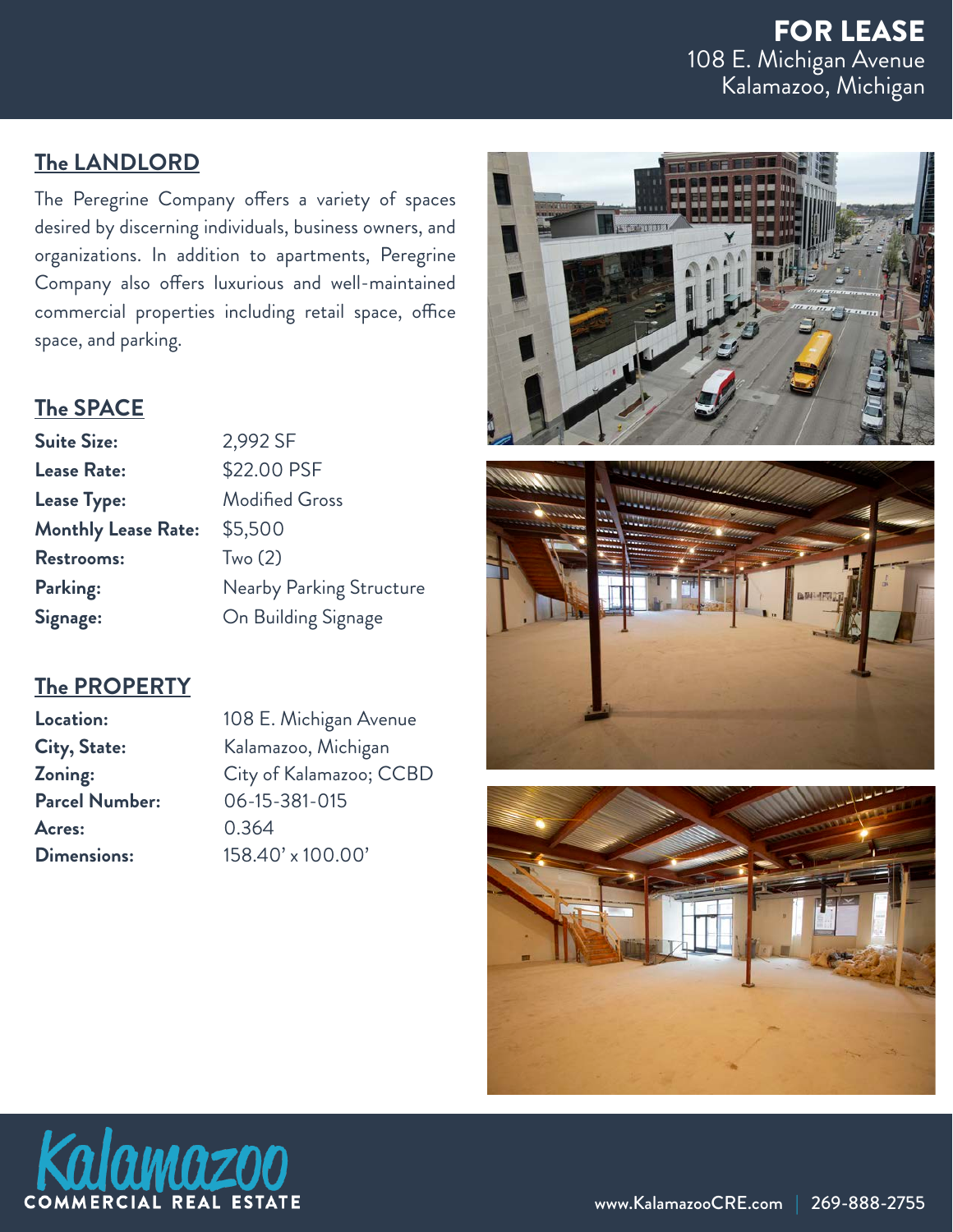# FOR LEASE
108 E. Michigan Avenue
Kalamazoo, Michigan

## The LANDLORD

The Peregrine Company offers a variety of spaces desired by discerning individuals, business owners, and organizations. In addition to apartments, Peregrine Company also offers luxurious and well-maintained commercial properties including retail space, office space, and parking.

## The SPACE

| | |
|---|---|
| **Suite Size:** | 2,992 SF |
| **Lease Rate:** | $22.00 PSF |
| **Lease Type:** | Modified Gross |
| **Monthly Lease Rate:** | $5,500 |
| **Restrooms:** | Two (2) |
| **Parking:** | Nearby Parking Structure |
| **Signage:** | On Building Signage |

## The PROPERTY

| | |
|---|---|
| **Location:** | 108 E. Michigan Avenue |
| **City, State:** | Kalamazoo, Michigan |
| **Zoning:** | City of Kalamazoo; CCBD |
| **Parcel Number:** | 06-15-381-015 |
| **Acres:** | 0.364 |
| **Dimensions:** | 158.40' x 100.00' |

Kalamazoo COMMERCIAL REAL ESTATE

www.KalamazooCRE.com | 269-888-2755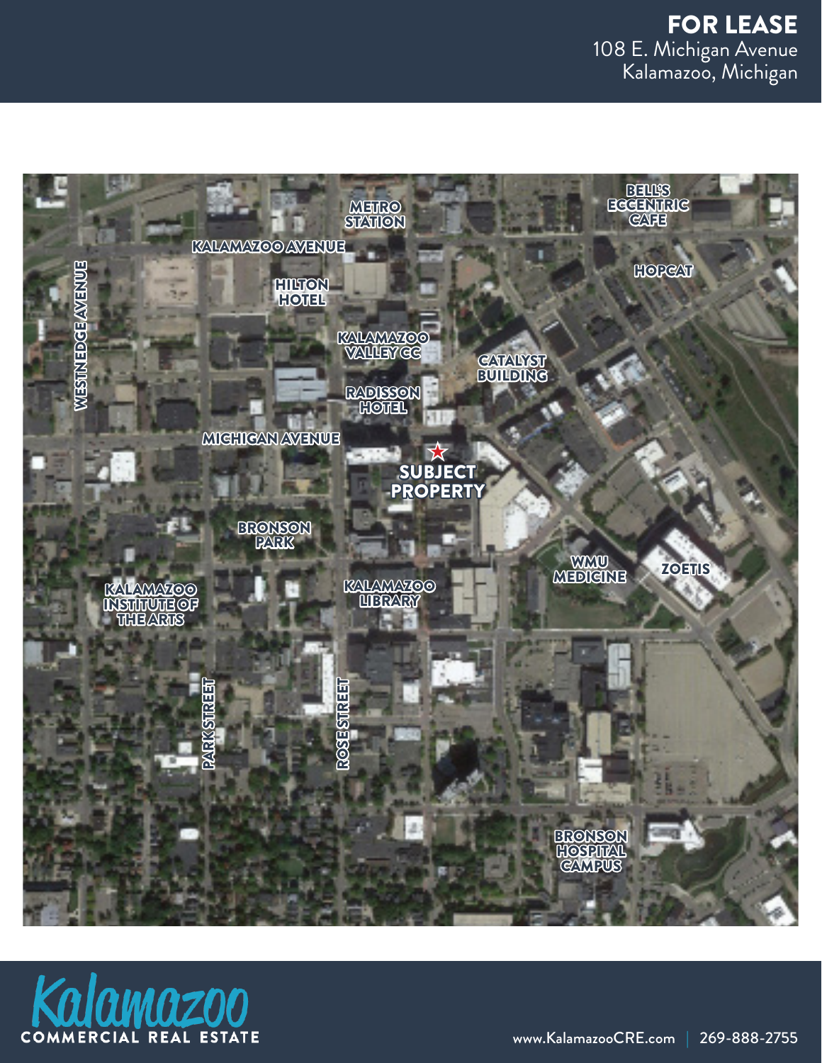# FOR LEASE

108 E. Michigan Avenue
Kalamazoo, Michigan

- METRO STATION
- BELL'S ECCENTRIC CAFE
- KALAMAZOO AVENUE
- HOPCAT
- HILTON HOTEL
- WESTNEDGE AVENUE
- KALAMAZOO VALLEY CC
- CATALYST BUILDING
- RADISSON HOTEL
- MICHIGAN AVENUE
- SUBJECT PROPERTY
- BRONSON PARK
- WMU MEDICINE
- ZOETIS
- KALAMAZOO INSTITUTE OF THE ARTS
- KALAMAZOO LIBRARY
- PARK STREET
- ROSE STREET
- BRONSON HOSPITAL CAMPUS

Kalamazoo COMMERCIAL REAL ESTATE

www.KalamazooCRE.com | 269-888-2755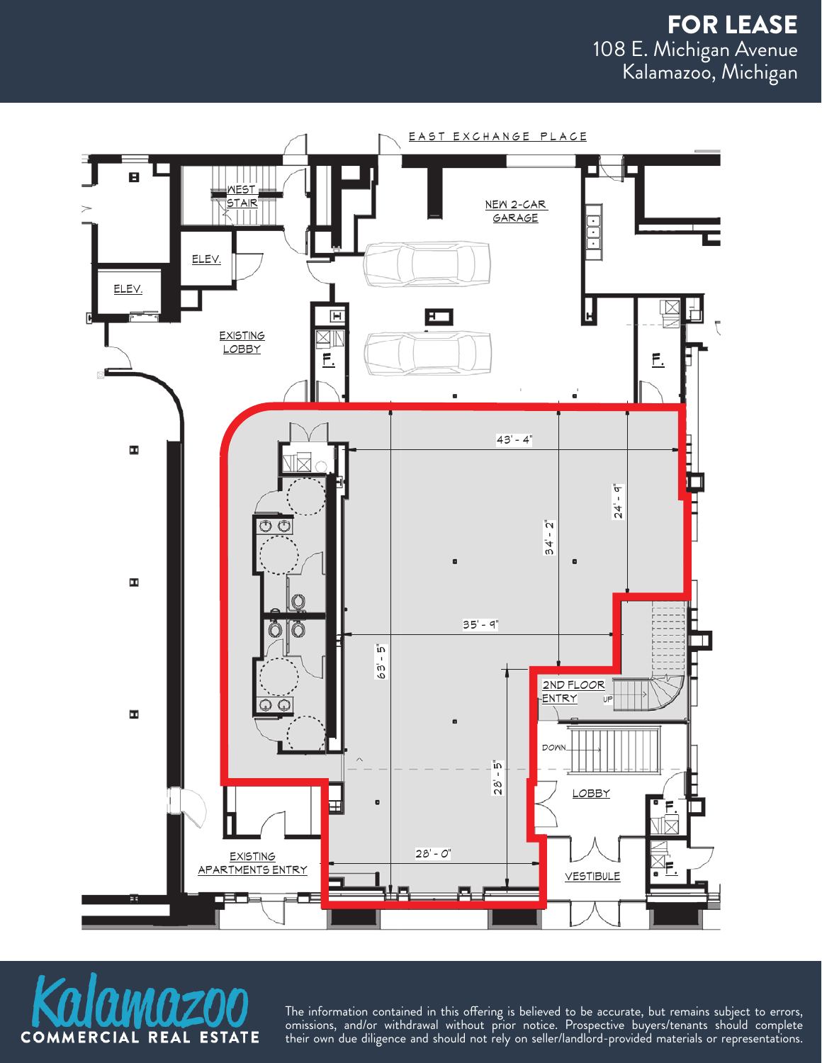# FOR LEASE

108 E. Michigan Avenue
Kalamazoo, Michigan

EAST EXCHANGE PLACE

WEST STAIR

ELEV.

ELEV.

NEW 2-CAR GARAGE

EXISTING LOBBY

F.

F.

43' - 4"

24' - 9"

34' - 2"

35' - 9"

63' - 5"

2ND FLOOR ENTRY

UP

DOWN

28' - 5"

LOBBY

F.

EXISTING APARTMENTS ENTRY

28' - 0"

VESTIBULE

F.

Kalamazoo COMMERCIAL REAL ESTATE

The information contained in this offering is believed to be accurate, but remains subject to errors, omissions, and/or withdrawal without prior notice. Prospective buyers/tenants should complete their own due diligence and should not rely on seller/landlord-provided materials or representations.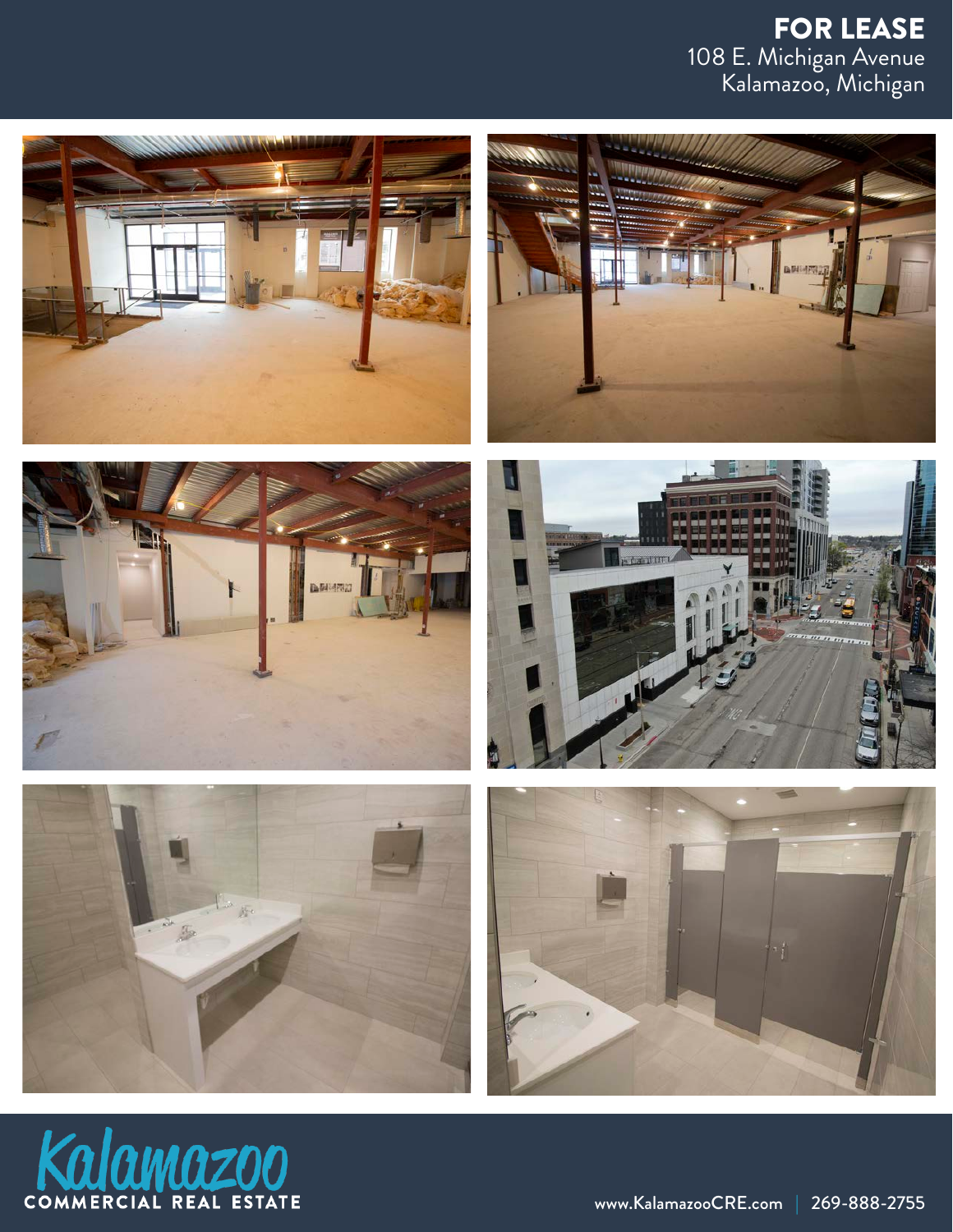**FOR LEASE**
108 E. Michigan Avenue
Kalamazoo, Michigan

Kalamazoo
COMMERCIAL REAL ESTATE

www.KalamazooCRE.com | 269-888-2755